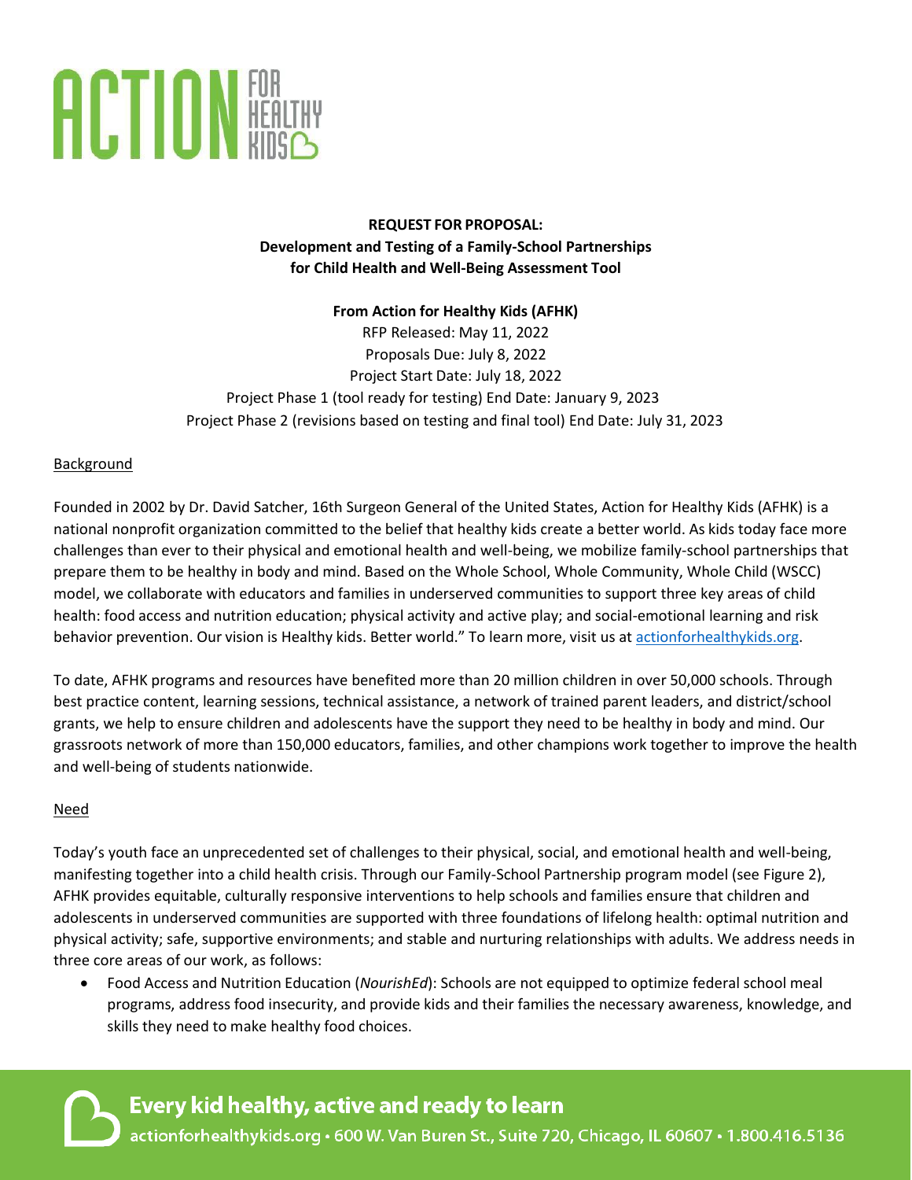# ACTION FOR HEALTHY KIDS

**REQUEST FOR PROPOSAL:**
**Development and Testing of a Family-School Partnerships for Child Health and Well-Being Assessment Tool**

**From Action for Healthy Kids (AFHK)**

RFP Released: May 11, 2022
Proposals Due: July 8, 2022
Project Start Date: July 18, 2022
Project Phase 1 (tool ready for testing) End Date: January 9, 2023
Project Phase 2 (revisions based on testing and final tool) End Date: July 31, 2023

## Background

Founded in 2002 by Dr. David Satcher, 16th Surgeon General of the United States, Action for Healthy Kids (AFHK) is a national nonprofit organization committed to the belief that healthy kids create a better world. As kids today face more challenges than ever to their physical and emotional health and well-being, we mobilize family-school partnerships that prepare them to be healthy in body and mind. Based on the Whole School, Whole Community, Whole Child (WSCC) model, we collaborate with educators and families in underserved communities to support three key areas of child health: food access and nutrition education; physical activity and active play; and social-emotional learning and risk behavior prevention. Our vision is Healthy kids. Better world." To learn more, visit us at actionforhealthykids.org.

To date, AFHK programs and resources have benefited more than 20 million children in over 50,000 schools. Through best practice content, learning sessions, technical assistance, a network of trained parent leaders, and district/school grants, we help to ensure children and adolescents have the support they need to be healthy in body and mind. Our grassroots network of more than 150,000 educators, families, and other champions work together to improve the health and well-being of students nationwide.

## Need

Today's youth face an unprecedented set of challenges to their physical, social, and emotional health and well-being, manifesting together into a child health crisis. Through our Family-School Partnership program model (see Figure 2), AFHK provides equitable, culturally responsive interventions to help schools and families ensure that children and adolescents in underserved communities are supported with three foundations of lifelong health: optimal nutrition and physical activity; safe, supportive environments; and stable and nurturing relationships with adults. We address needs in three core areas of our work, as follows:

- Food Access and Nutrition Education (*NourishEd*): Schools are not equipped to optimize federal school meal programs, address food insecurity, and provide kids and their families the necessary awareness, knowledge, and skills they need to make healthy food choices.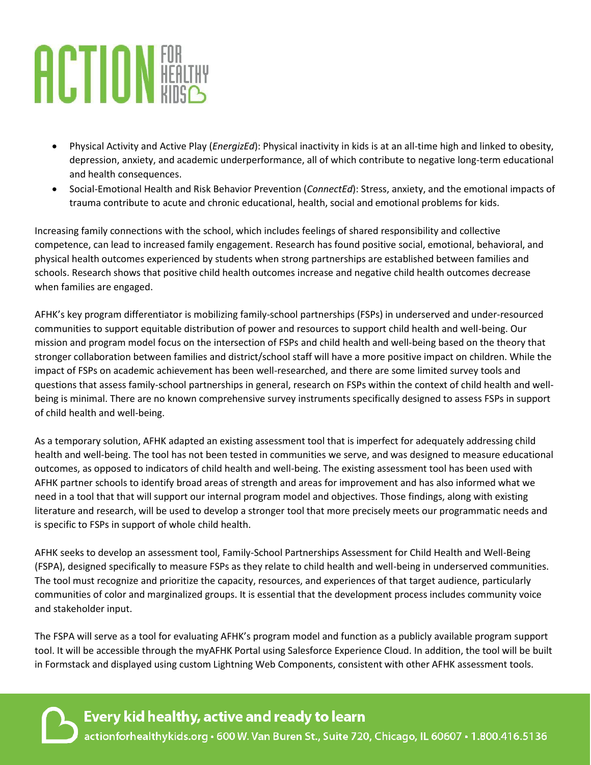- Physical Activity and Active Play (*EnergizEd*): Physical inactivity in kids is at an all-time high and linked to obesity, depression, anxiety, and academic underperformance, all of which contribute to negative long-term educational and health consequences.
- Social-Emotional Health and Risk Behavior Prevention (*ConnectEd*): Stress, anxiety, and the emotional impacts of trauma contribute to acute and chronic educational, health, social and emotional problems for kids.

Increasing family connections with the school, which includes feelings of shared responsibility and collective competence, can lead to increased family engagement. Research has found positive social, emotional, behavioral, and physical health outcomes experienced by students when strong partnerships are established between families and schools. Research shows that positive child health outcomes increase and negative child health outcomes decrease when families are engaged.

AFHK's key program differentiator is mobilizing family-school partnerships (FSPs) in underserved and under-resourced communities to support equitable distribution of power and resources to support child health and well-being. Our mission and program model focus on the intersection of FSPs and child health and well-being based on the theory that stronger collaboration between families and district/school staff will have a more positive impact on children. While the impact of FSPs on academic achievement has been well-researched, and there are some limited survey tools and questions that assess family-school partnerships in general, research on FSPs within the context of child health and well-being is minimal. There are no known comprehensive survey instruments specifically designed to assess FSPs in support of child health and well-being.

As a temporary solution, AFHK adapted an existing assessment tool that is imperfect for adequately addressing child health and well-being. The tool has not been tested in communities we serve, and was designed to measure educational outcomes, as opposed to indicators of child health and well-being. The existing assessment tool has been used with AFHK partner schools to identify broad areas of strength and areas for improvement and has also informed what we need in a tool that that will support our internal program model and objectives. Those findings, along with existing literature and research, will be used to develop a stronger tool that more precisely meets our programmatic needs and is specific to FSPs in support of whole child health.

AFHK seeks to develop an assessment tool, Family-School Partnerships Assessment for Child Health and Well-Being (FSPA), designed specifically to measure FSPs as they relate to child health and well-being in underserved communities. The tool must recognize and prioritize the capacity, resources, and experiences of that target audience, particularly communities of color and marginalized groups. It is essential that the development process includes community voice and stakeholder input.

The FSPA will serve as a tool for evaluating AFHK's program model and function as a publicly available program support tool. It will be accessible through the myAFHK Portal using Salesforce Experience Cloud. In addition, the tool will be built in Formstack and displayed using custom Lightning Web Components, consistent with other AFHK assessment tools.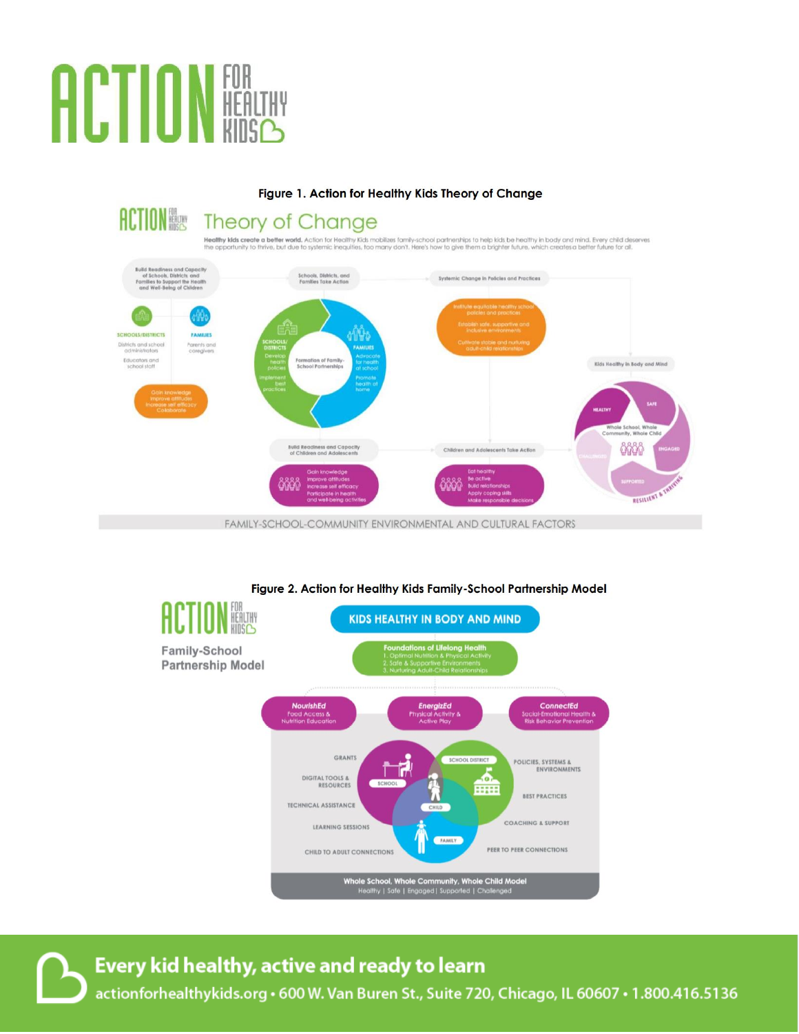**Figure 1. Action for Healthy Kids Theory of Change**

# Theory of Change

**Healthy kids create a better world.** Action for Healthy Kids mobilizes family-school partnerships to help kids be healthy in body and mind. Every child deserves the opportunity to thrive, but due to systemic inequities, too many don't. Here's how to give them a brighter future, which creates a better future for all.

Build Readiness and Capacity of Schools, Districts and Families to Support the Health and Well-Being of Children

SCHOOLS/DISTRICTS: Districts and school administrators; Educators and school staff

FAMILIES: Parents and caregivers

Gain knowledge; Improve attitudes; Increase self efficacy; Collaborate

Schools, Districts, and Families Take Action

SCHOOLS/DISTRICTS: Develop health policies; Implement best practices

Formation of Family-School Partnerships

FAMILIES: Advocate for health at school; Promote health at home

Systemic Change in Policies and Practices

- Institute equitable healthy school policies and practices
- Establish safe, supportive and inclusive environments
- Cultivate stable and nurturing adult-child relationships

Kids Healthy in Body and Mind

Whole School, Whole Community, Whole Child: Healthy; Safe; Engaged; Supported; Challenged; Resilient & Thriving

Build Readiness and Capacity of Children and Adolescents

- Gain knowledge
- Improve attitudes
- Increase self efficacy
- Participate in health and well-being activities

Children and Adolescents Take Action

- Eat healthy
- Be active
- Build relationships
- Apply coping skills
- Make responsible decisions

FAMILY-SCHOOL-COMMUNITY ENVIRONMENTAL AND CULTURAL FACTORS

**Figure 2. Action for Healthy Kids Family-School Partnership Model**

Family-School Partnership Model

KIDS HEALTHY IN BODY AND MIND

Foundations of Lifelong Health
1. Optimal Nutrition & Physical Activity
2. Safe & Supportive Environments
3. Nurturing Adult-Child Relationships

*NourishEd*: Food Access & Nutrition Education

*EnergizEd*: Physical Activity & Active Play

*ConnectEd*: Social-Emotional Health & Risk Behavior Prevention

GRANTS; DIGITAL TOOLS & RESOURCES; TECHNICAL ASSISTANCE; LEARNING SESSIONS; CHILD TO ADULT CONNECTIONS

SCHOOL; SCHOOL DISTRICT; CHILD; FAMILY

POLICIES, SYSTEMS & ENVIRONMENTS; BEST PRACTICES; COACHING & SUPPORT; PEER TO PEER CONNECTIONS

Whole School, Whole Community, Whole Child Model
Healthy | Safe | Engaged | Supported | Challenged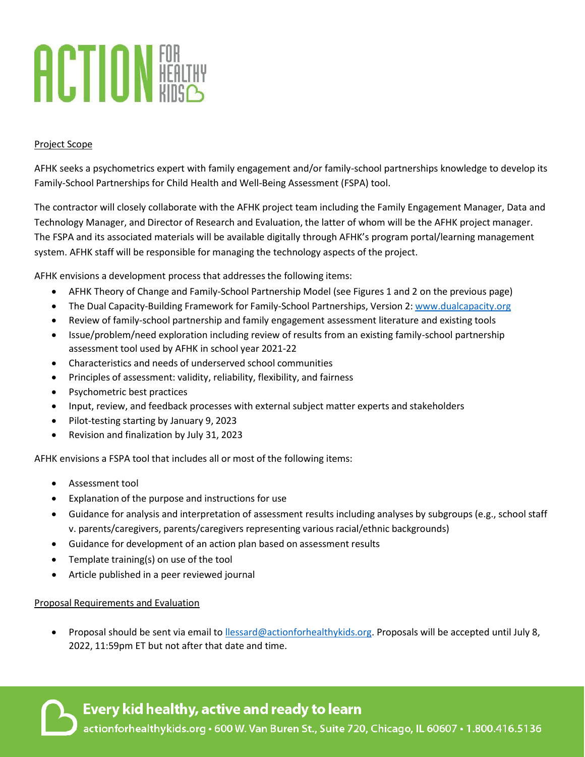## Project Scope

AFHK seeks a psychometrics expert with family engagement and/or family-school partnerships knowledge to develop its Family-School Partnerships for Child Health and Well-Being Assessment (FSPA) tool.

The contractor will closely collaborate with the AFHK project team including the Family Engagement Manager, Data and Technology Manager, and Director of Research and Evaluation, the latter of whom will be the AFHK project manager. The FSPA and its associated materials will be available digitally through AFHK's program portal/learning management system. AFHK staff will be responsible for managing the technology aspects of the project.

AFHK envisions a development process that addresses the following items:

- AFHK Theory of Change and Family-School Partnership Model (see Figures 1 and 2 on the previous page)
- The Dual Capacity-Building Framework for Family-School Partnerships, Version 2: [www.dualcapacity.org](http://www.dualcapacity.org)
- Review of family-school partnership and family engagement assessment literature and existing tools
- Issue/problem/need exploration including review of results from an existing family-school partnership assessment tool used by AFHK in school year 2021-22
- Characteristics and needs of underserved school communities
- Principles of assessment: validity, reliability, flexibility, and fairness
- Psychometric best practices
- Input, review, and feedback processes with external subject matter experts and stakeholders
- Pilot-testing starting by January 9, 2023
- Revision and finalization by July 31, 2023

AFHK envisions a FSPA tool that includes all or most of the following items:

- Assessment tool
- Explanation of the purpose and instructions for use
- Guidance for analysis and interpretation of assessment results including analyses by subgroups (e.g., school staff v. parents/caregivers, parents/caregivers representing various racial/ethnic backgrounds)
- Guidance for development of an action plan based on assessment results
- Template training(s) on use of the tool
- Article published in a peer reviewed journal

## Proposal Requirements and Evaluation

- Proposal should be sent via email to [llessard@actionforhealthykids.org](mailto:llessard@actionforhealthykids.org). Proposals will be accepted until July 8, 2022, 11:59pm ET but not after that date and time.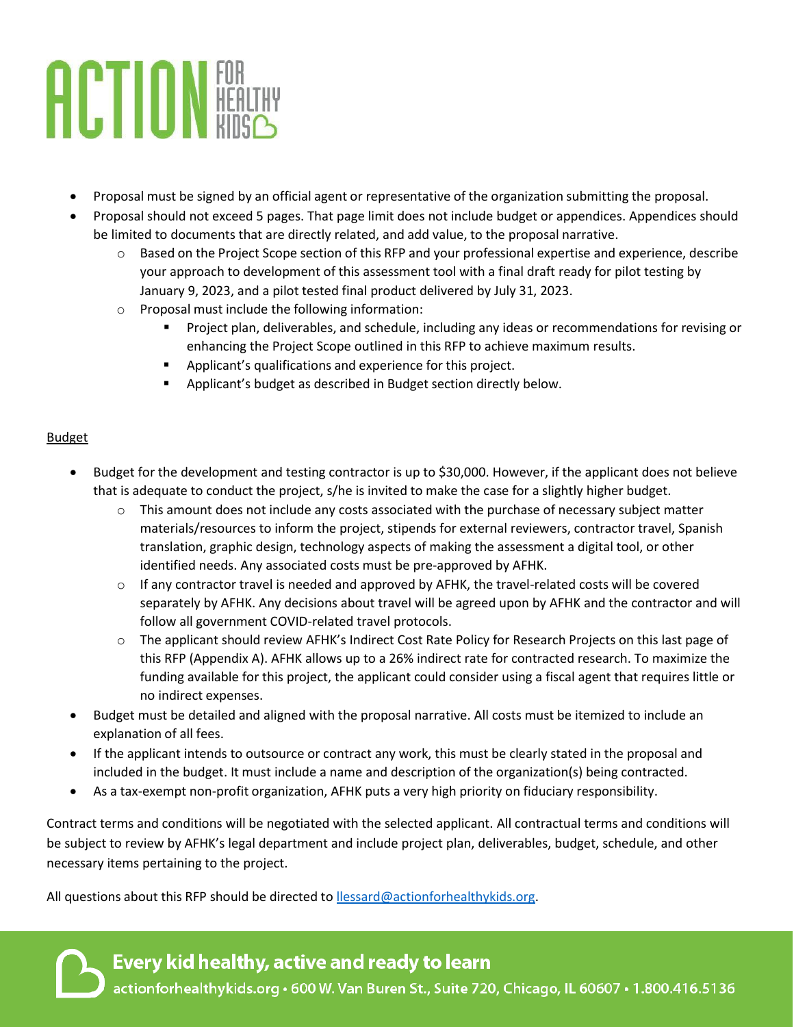- Proposal must be signed by an official agent or representative of the organization submitting the proposal.
- Proposal should not exceed 5 pages. That page limit does not include budget or appendices. Appendices should be limited to documents that are directly related, and add value, to the proposal narrative.
  - Based on the Project Scope section of this RFP and your professional expertise and experience, describe your approach to development of this assessment tool with a final draft ready for pilot testing by January 9, 2023, and a pilot tested final product delivered by July 31, 2023.
  - Proposal must include the following information:
    - Project plan, deliverables, and schedule, including any ideas or recommendations for revising or enhancing the Project Scope outlined in this RFP to achieve maximum results.
    - Applicant's qualifications and experience for this project.
    - Applicant's budget as described in Budget section directly below.

## Budget

- Budget for the development and testing contractor is up to $30,000. However, if the applicant does not believe that is adequate to conduct the project, s/he is invited to make the case for a slightly higher budget.
  - This amount does not include any costs associated with the purchase of necessary subject matter materials/resources to inform the project, stipends for external reviewers, contractor travel, Spanish translation, graphic design, technology aspects of making the assessment a digital tool, or other identified needs. Any associated costs must be pre-approved by AFHK.
  - If any contractor travel is needed and approved by AFHK, the travel-related costs will be covered separately by AFHK. Any decisions about travel will be agreed upon by AFHK and the contractor and will follow all government COVID-related travel protocols.
  - The applicant should review AFHK's Indirect Cost Rate Policy for Research Projects on this last page of this RFP (Appendix A). AFHK allows up to a 26% indirect rate for contracted research. To maximize the funding available for this project, the applicant could consider using a fiscal agent that requires little or no indirect expenses.
- Budget must be detailed and aligned with the proposal narrative. All costs must be itemized to include an explanation of all fees.
- If the applicant intends to outsource or contract any work, this must be clearly stated in the proposal and included in the budget. It must include a name and description of the organization(s) being contracted.
- As a tax-exempt non-profit organization, AFHK puts a very high priority on fiduciary responsibility.

Contract terms and conditions will be negotiated with the selected applicant. All contractual terms and conditions will be subject to review by AFHK's legal department and include project plan, deliverables, budget, schedule, and other necessary items pertaining to the project.

All questions about this RFP should be directed to llessard@actionforhealthykids.org.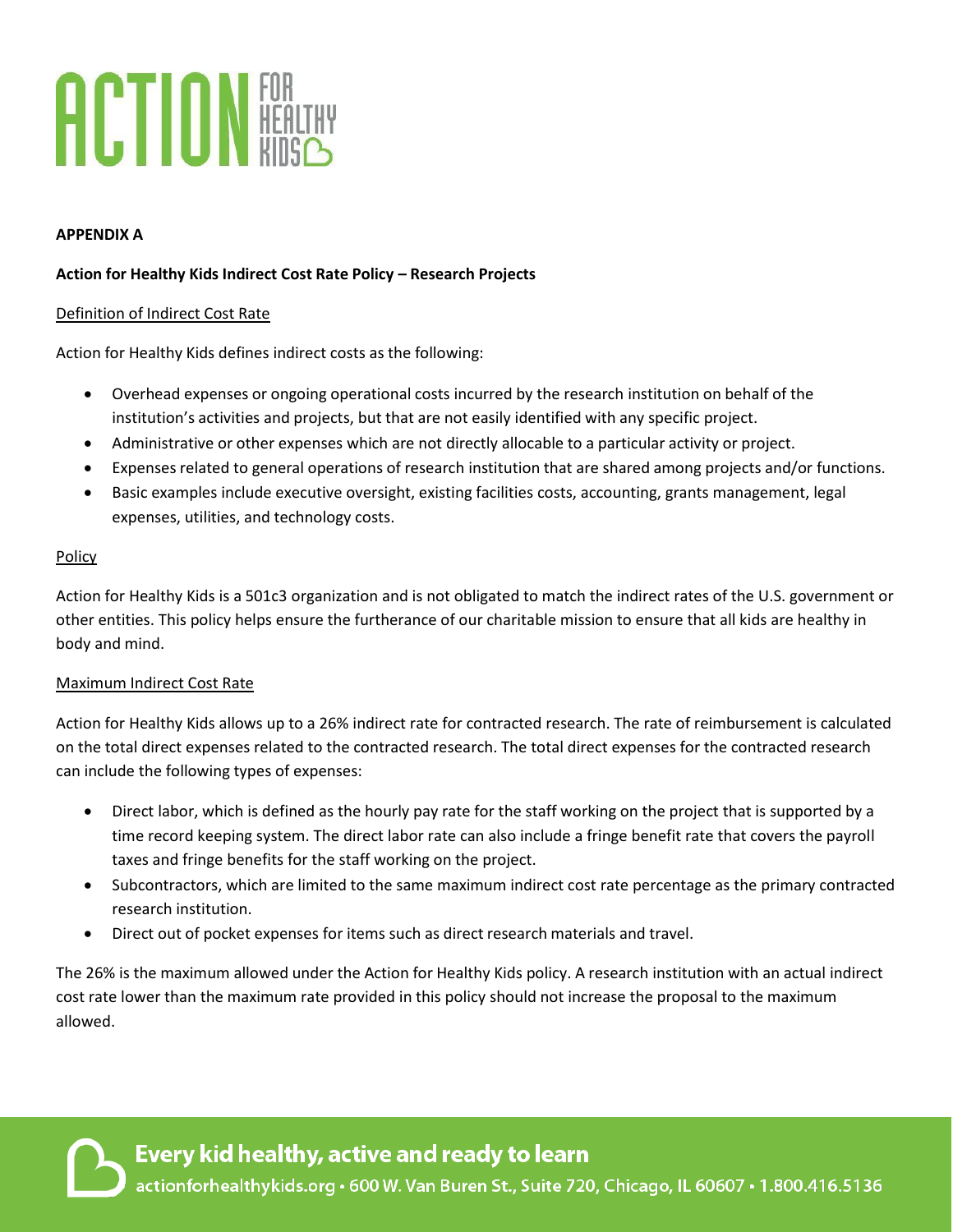**APPENDIX A**

**Action for Healthy Kids Indirect Cost Rate Policy – Research Projects**

Definition of Indirect Cost Rate

Action for Healthy Kids defines indirect costs as the following:

- Overhead expenses or ongoing operational costs incurred by the research institution on behalf of the institution's activities and projects, but that are not easily identified with any specific project.
- Administrative or other expenses which are not directly allocable to a particular activity or project.
- Expenses related to general operations of research institution that are shared among projects and/or functions.
- Basic examples include executive oversight, existing facilities costs, accounting, grants management, legal expenses, utilities, and technology costs.

Policy

Action for Healthy Kids is a 501c3 organization and is not obligated to match the indirect rates of the U.S. government or other entities. This policy helps ensure the furtherance of our charitable mission to ensure that all kids are healthy in body and mind.

Maximum Indirect Cost Rate

Action for Healthy Kids allows up to a 26% indirect rate for contracted research. The rate of reimbursement is calculated on the total direct expenses related to the contracted research. The total direct expenses for the contracted research can include the following types of expenses:

- Direct labor, which is defined as the hourly pay rate for the staff working on the project that is supported by a time record keeping system. The direct labor rate can also include a fringe benefit rate that covers the payroll taxes and fringe benefits for the staff working on the project.
- Subcontractors, which are limited to the same maximum indirect cost rate percentage as the primary contracted research institution.
- Direct out of pocket expenses for items such as direct research materials and travel.

The 26% is the maximum allowed under the Action for Healthy Kids policy. A research institution with an actual indirect cost rate lower than the maximum rate provided in this policy should not increase the proposal to the maximum allowed.